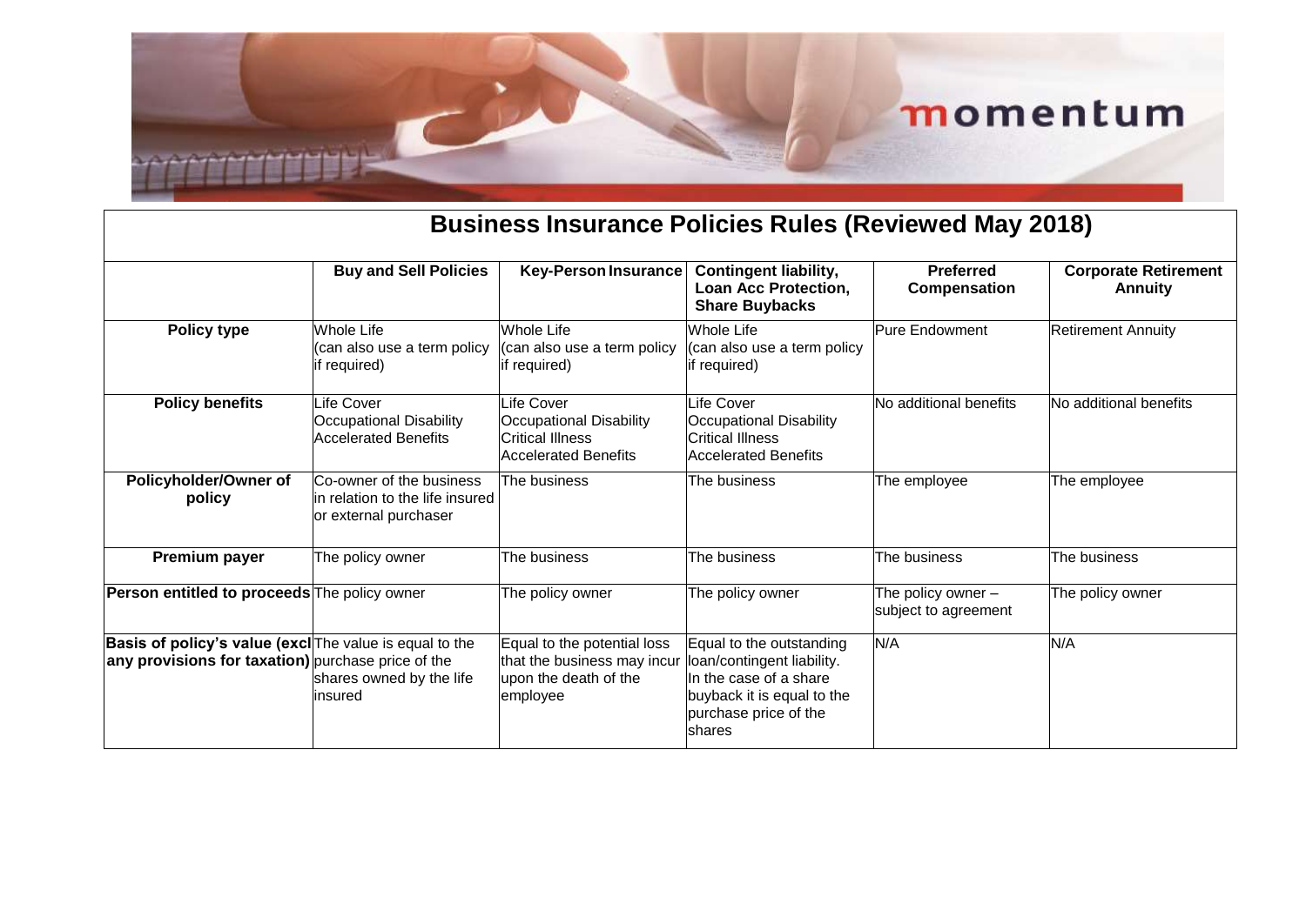# Business Insurance Policies Rules (Reviewed May 2018)

| | Buy and Sell Policies | Key-Person Insurance | Contingent liability, Loan Acc Protection, Share Buybacks | Preferred Compensation | Corporate Retirement Annuity |
|---|---|---|---|---|---|
| **Policy type** | Whole Life (can also use a term policy if required) | Whole Life (can also use a term policy if required) | Whole Life (can also use a term policy if required) | Pure Endowment | Retirement Annuity |
| **Policy benefits** | Life Cover<br>Occupational Disability<br>Accelerated Benefits | Life Cover<br>Occupational Disability<br>Critical Illness<br>Accelerated Benefits | Life Cover<br>Occupational Disability<br>Critical Illness<br>Accelerated Benefits | No additional benefits | No additional benefits |
| **Policyholder/Owner of policy** | Co-owner of the business in relation to the life insured or external purchaser | The business | The business | The employee | The employee |
| **Premium payer** | The policy owner | The business | The business | The business | The business |
| **Person entitled to proceeds** | The policy owner | The policy owner | The policy owner | The policy owner – subject to agreement | The policy owner |
| **Basis of policy's value (excl any provisions for taxation)** | The value is equal to the purchase price of the shares owned by the life insured | Equal to the potential loss that the business may incur upon the death of the employee | Equal to the outstanding loan/contingent liability. In the case of a share buyback it is equal to the purchase price of the shares | N/A | N/A |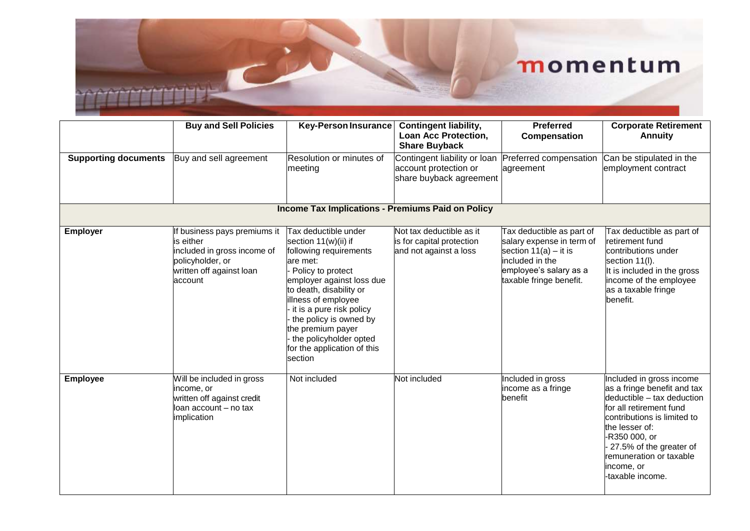| | Buy and Sell Policies | Key-Person Insurance | Contingent liability, Loan Acc Protection, Share Buyback | Preferred Compensation | Corporate Retirement Annuity |
|---|---|---|---|---|---|
| **Supporting documents** | Buy and sell agreement | Resolution or minutes of meeting | Contingent liability or loan account protection or share buyback agreement | Preferred compensation agreement | Can be stipulated in the employment contract |
| **Income Tax Implications - Premiums Paid on Policy** | | | | | |
| **Employer** | If business pays premiums it is either included in gross income of policyholder, or written off against loan account | Tax deductible under section 11(w)(ii) if following requirements are met:<br>- Policy to protect employer against loss due to death, disability or illness of employee<br>- it is a pure risk policy<br>- the policy is owned by the premium payer<br>- the policyholder opted for the application of this section | Not tax deductible as it is for capital protection and not against a loss | Tax deductible as part of salary expense in term of section 11(a) – it is included in the employee's salary as a taxable fringe benefit. | Tax deductible as part of retirement fund contributions under section 11(l).<br>It is included in the gross income of the employee as a taxable fringe benefit. |
| **Employee** | Will be included in gross income, or written off against credit loan account – no tax implication | Not included | Not included | Included in gross income as a fringe benefit | Included in gross income as a fringe benefit and tax deductible – tax deduction for all retirement fund contributions is limited to the lesser of:<br>-R350 000, or<br>- 27.5% of the greater of remuneration or taxable income, or<br>-taxable income. |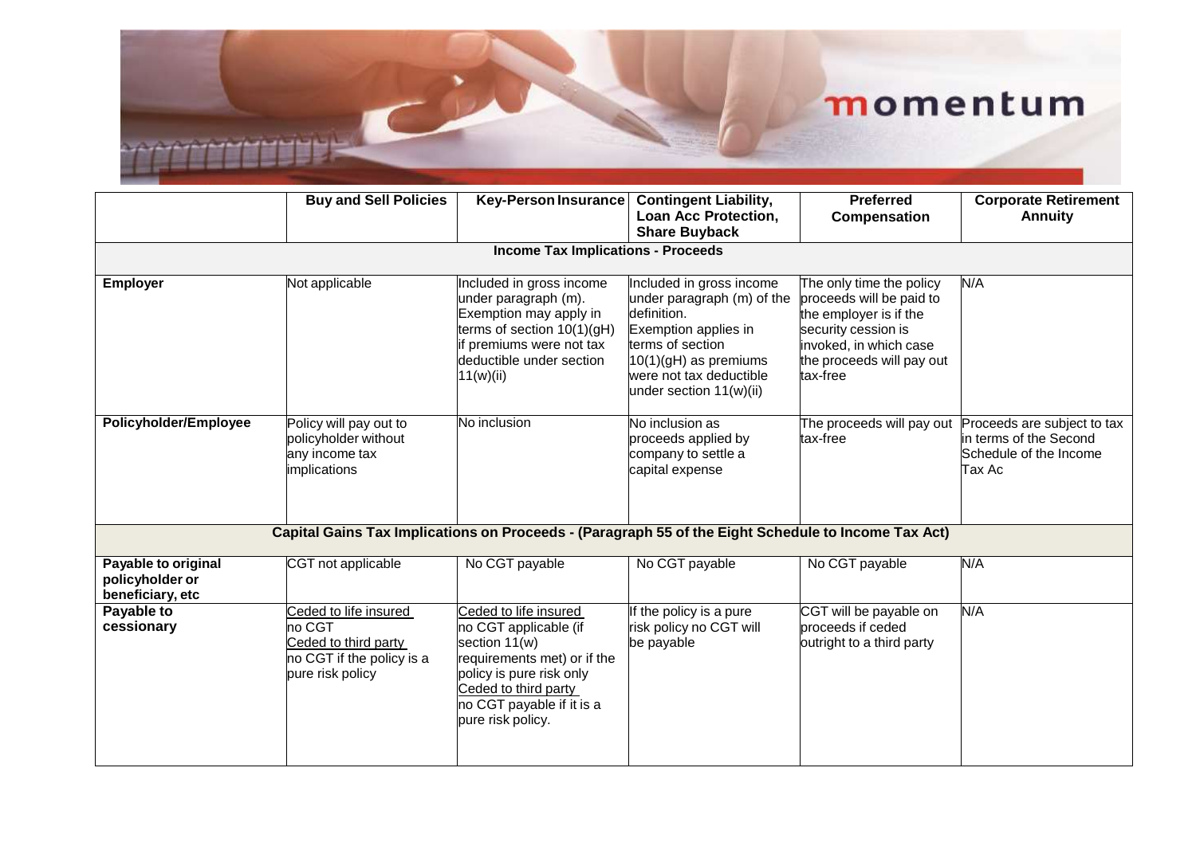| | Buy and Sell Policies | Key-Person Insurance | Contingent Liability, Loan Acc Protection, Share Buyback | Preferred Compensation | Corporate Retirement Annuity |
|---|---|---|---|---|---|
| **Income Tax Implications - Proceeds** | | | | | |
| **Employer** | Not applicable | Included in gross income under paragraph (m). Exemption may apply in terms of section 10(1)(gH) if premiums were not tax deductible under section 11(w)(ii) | Included in gross income under paragraph (m) of the definition. Exemption applies in terms of section 10(1)(gH) as premiums were not tax deductible under section 11(w)(ii) | The only time the policy proceeds will be paid to the employer is if the security cession is invoked, in which case the proceeds will pay out tax-free | N/A |
| **Policyholder/Employee** | Policy will pay out to policyholder without any income tax implications | No inclusion | No inclusion as proceeds applied by company to settle a capital expense | The proceeds will pay out tax-free | Proceeds are subject to tax in terms of the Second Schedule of the Income Tax Ac |
| **Capital Gains Tax Implications on Proceeds - (Paragraph 55 of the Eight Schedule to Income Tax Act)** | | | | | |
| **Payable to original policyholder or beneficiary, etc** | CGT not applicable | No CGT payable | No CGT payable | No CGT payable | N/A |
| **Payable to cessionary** | <u>Ceded to life insured</u> no CGT <u>Ceded to third party</u> no CGT if the policy is a pure risk policy | <u>Ceded to life insured</u> no CGT applicable (if section 11(w) requirements met) or if the policy is pure risk only <u>Ceded to third party</u> no CGT payable if it is a pure risk policy. | If the policy is a pure risk policy no CGT will be payable | CGT will be payable on proceeds if ceded outright to a third party | N/A |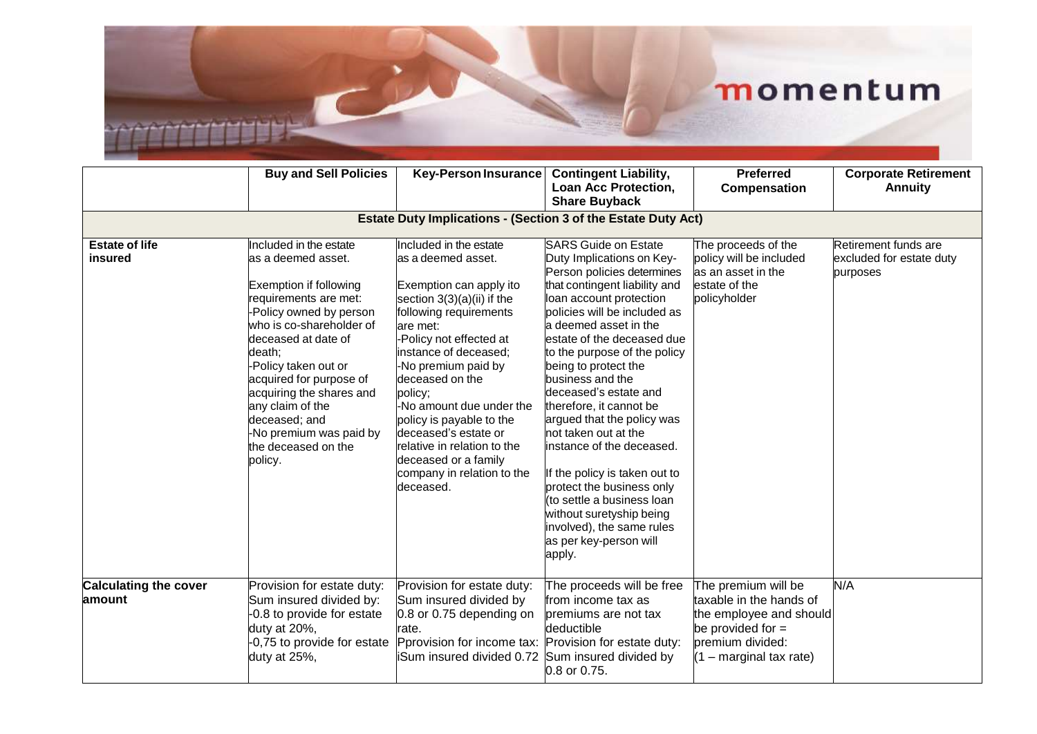| | Buy and Sell Policies | Key-Person Insurance | Contingent Liability, Loan Acc Protection, Share Buyback | Preferred Compensation | Corporate Retirement Annuity |
|---|---|---|---|---|---|
| **Estate Duty Implications - (Section 3 of the Estate Duty Act)** | | | | | |
| **Estate of life insured** | Included in the estate as a deemed asset.<br><br>Exemption if following requirements are met:<br>-Policy owned by person who is co-shareholder of deceased at date of death;<br>-Policy taken out or acquired for purpose of acquiring the shares and any claim of the deceased; and<br>-No premium was paid by the deceased on the policy. | Included in the estate as a deemed asset.<br><br>Exemption can apply ito section 3(3)(a)(ii) if the following requirements are met:<br>-Policy not effected at instance of deceased;<br>-No premium paid by deceased on the policy;<br>-No amount due under the policy is payable to the deceased's estate or relative in relation to the deceased or a family company in relation to the deceased. | SARS Guide on Estate Duty Implications on Key-Person policies determines that contingent liability and loan account protection policies will be included as a deemed asset in the estate of the deceased due to the purpose of the policy being to protect the business and the deceased's estate and therefore, it cannot be argued that the policy was not taken out at the instance of the deceased.<br><br>If the policy is taken out to protect the business only (to settle a business loan without suretyship being involved), the same rules as per key-person will apply. | The proceeds of the policy will be included as an asset in the estate of the policyholder | Retirement funds are excluded for estate duty purposes |
| **Calculating the cover amount** | Provision for estate duty: Sum insured divided by:<br>-0.8 to provide for estate duty at 20%,<br>-0,75 to provide for estate duty at 25%, | Provision for estate duty: Sum insured divided by 0.8 or 0.75 depending on rate.<br>Pprovision for income tax: iSum insured divided 0.72 | The proceeds will be free from income tax as premiums are not tax deductible<br>Provision for estate duty: Sum insured divided by 0.8 or 0.75. | The premium will be taxable in the hands of the employee and should be provided for = premium divided: (1 – marginal tax rate) | N/A |